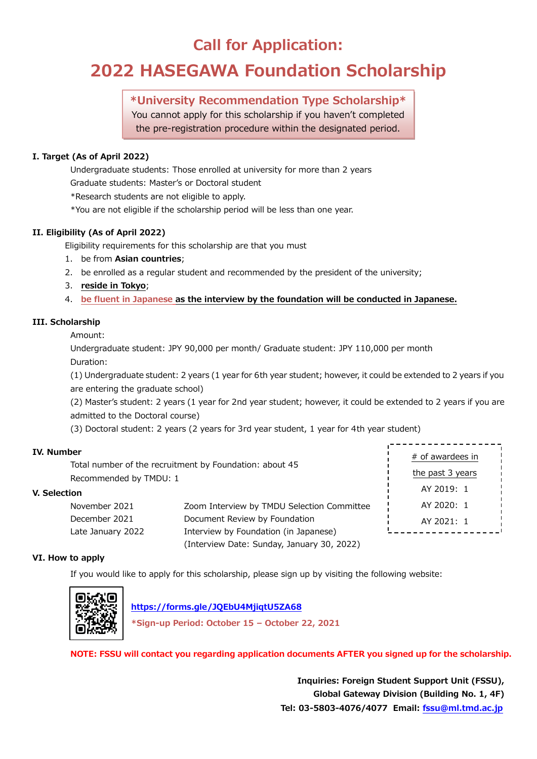# Call for Application:

# 2022 HASEGAWA Foundation Scholarship

**\*University Recommendation Type Scholarship\***
You cannot apply for this scholarship if you haven't completed the pre-registration procedure within the designated period.

### I. Target (As of April 2022)

Undergraduate students: Those enrolled at university for more than 2 years

Graduate students: Master's or Doctoral student

*Research students are not eligible to apply.

*You are not eligible if the scholarship period will be less than one year.

### II. Eligibility (As of April 2022)

Eligibility requirements for this scholarship are that you must

1. be from **Asian countries**;
2. be enrolled as a regular student and recommended by the president of the university;
3. **reside in Tokyo**;
4. **be fluent in Japanese as the interview by the foundation will be conducted in Japanese.**

### III. Scholarship

Amount:

Undergraduate student: JPY 90,000 per month/ Graduate student: JPY 110,000 per month

Duration:

(1) Undergraduate student: 2 years (1 year for 6th year student; however, it could be extended to 2 years if you are entering the graduate school)

(2) Master's student: 2 years (1 year for 2nd year student; however, it could be extended to 2 years if you are admitted to the Doctoral course)

(3) Doctoral student: 2 years (2 years for 3rd year student, 1 year for 4th year student)

### IV. Number

Total number of the recruitment by Foundation: about 45

Recommended by TMDU: 1

| # of awardees in the past 3 years |
|---|
| AY 2019: 1 |
| AY 2020: 1 |
| AY 2021: 1 |

### V. Selection

| | |
|---|---|
| November 2021 | Zoom Interview by TMDU Selection Committee |
| December 2021 | Document Review by Foundation |
| Late January 2022 | Interview by Foundation (in Japanese) (Interview Date: Sunday, January 30, 2022) |

### VI. How to apply

If you would like to apply for this scholarship, please sign up by visiting the following website:

**https://forms.gle/JQEbU4MjiqtU5ZA68**

**\*Sign-up Period: October 15 – October 22, 2021**

**NOTE: FSSU will contact you regarding application documents AFTER you signed up for the scholarship.**

**Inquiries: Foreign Student Support Unit (FSSU),**
**Global Gateway Division (Building No. 1, 4F)**
**Tel: 03-5803-4076/4077 Email: fssu@ml.tmd.ac.jp**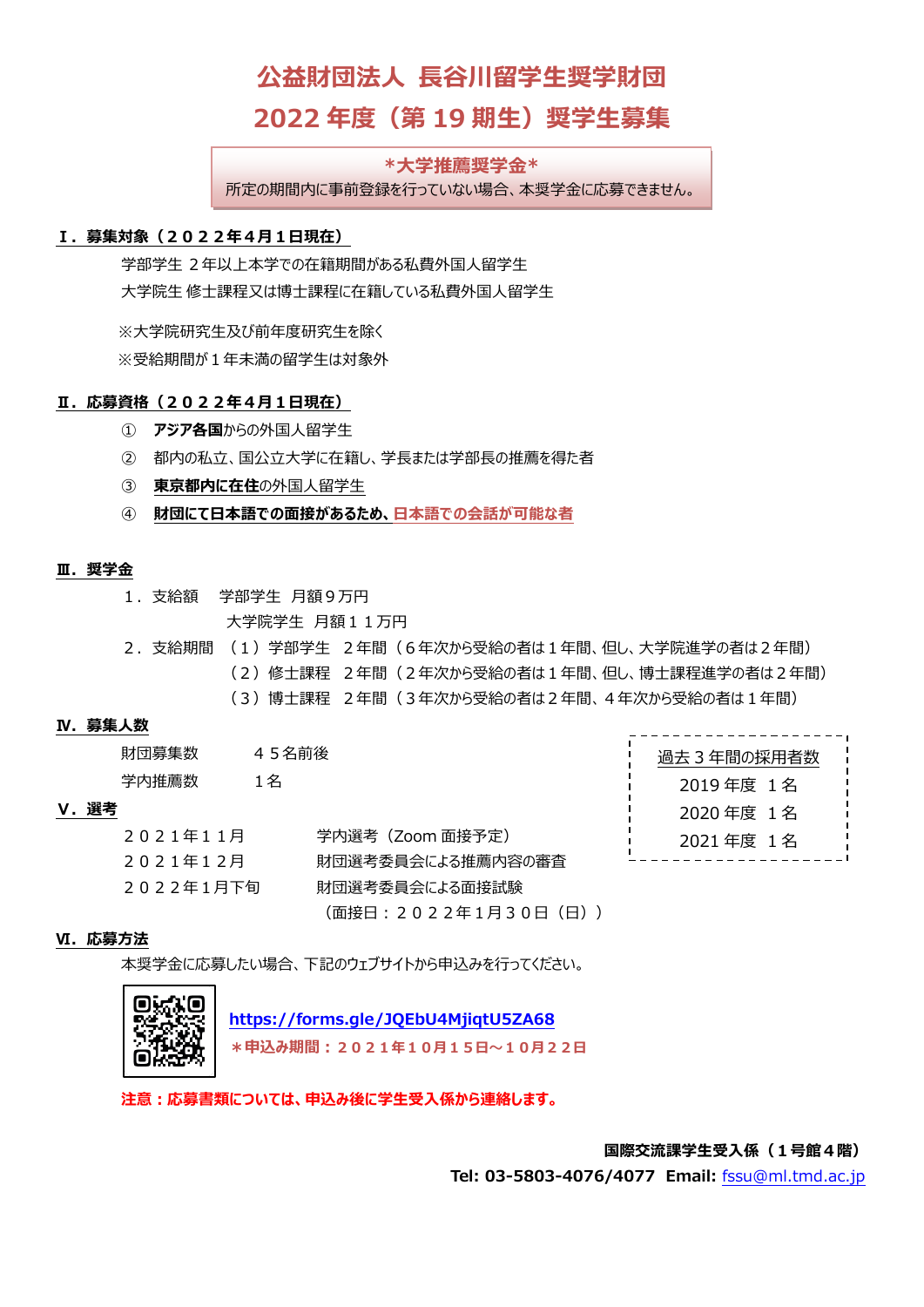# 公益財団法人 長谷川留学生奨学財団

# 2022 年度（第 19 期生）奨学生募集

**＊大学推薦奨学金＊**

所定の期間内に事前登録を行っていない場合、本奨学金に応募できません。

## Ⅰ．募集対象（２０２２年４月１日現在）

学部学生 ２年以上本学での在籍期間がある私費外国人留学生

大学院生 修士課程又は博士課程に在籍している私費外国人留学生

※大学院研究生及び前年度研究生を除く

※受給期間が１年未満の留学生は対象外

## Ⅱ．応募資格（２０２２年４月１日現在）

① **アジア各国**からの外国人留学生

② 都内の私立、国公立大学に在籍し、学長または学部長の推薦を得た者

③ **東京都内に在住**の外国人留学生

④ **財団にて日本語での面接があるため、日本語での会話が可能な者**

## Ⅲ．奨学金

1．支給額　学部学生　月額９万円

大学院学生　月額１１万円

2．支給期間　（１）学部学生　２年間（６年次から受給の者は１年間、但し、大学院進学の者は２年間）

（２）修士課程　２年間（２年次から受給の者は１年間、但し、博士課程進学の者は２年間）

（３）博士課程　２年間（３年次から受給の者は２年間、４年次から受給の者は１年間）

## Ⅳ．募集人数

財団募集数　　４５名前後

学内推薦数　　１名

過去３年間の採用者数

2019 年度　１名

2020 年度　１名

2021 年度　１名

## Ⅴ．選考

２０２１年１１月　　学内選考（Zoom 面接予定）

２０２１年１２月　　財団選考委員会による推薦内容の審査

２０２２年１月下旬　　財団選考委員会による面接試験

（面接日：２０２２年１月３０日（日））

## Ⅵ．応募方法

本奨学金に応募したい場合、下記のウェブサイトから申込みを行ってください。

**https://forms.gle/JQEbU4MjiqtU5ZA68**

**＊申込み期間：２０２１年１０月１５日～１０月２２日**

**注意：応募書類については、申込み後に学生受入係から連絡します。**

**国際交流課学生受入係（１号館４階）**

**Tel: 03-5803-4076/4077　Email:** fssu@ml.tmd.ac.jp